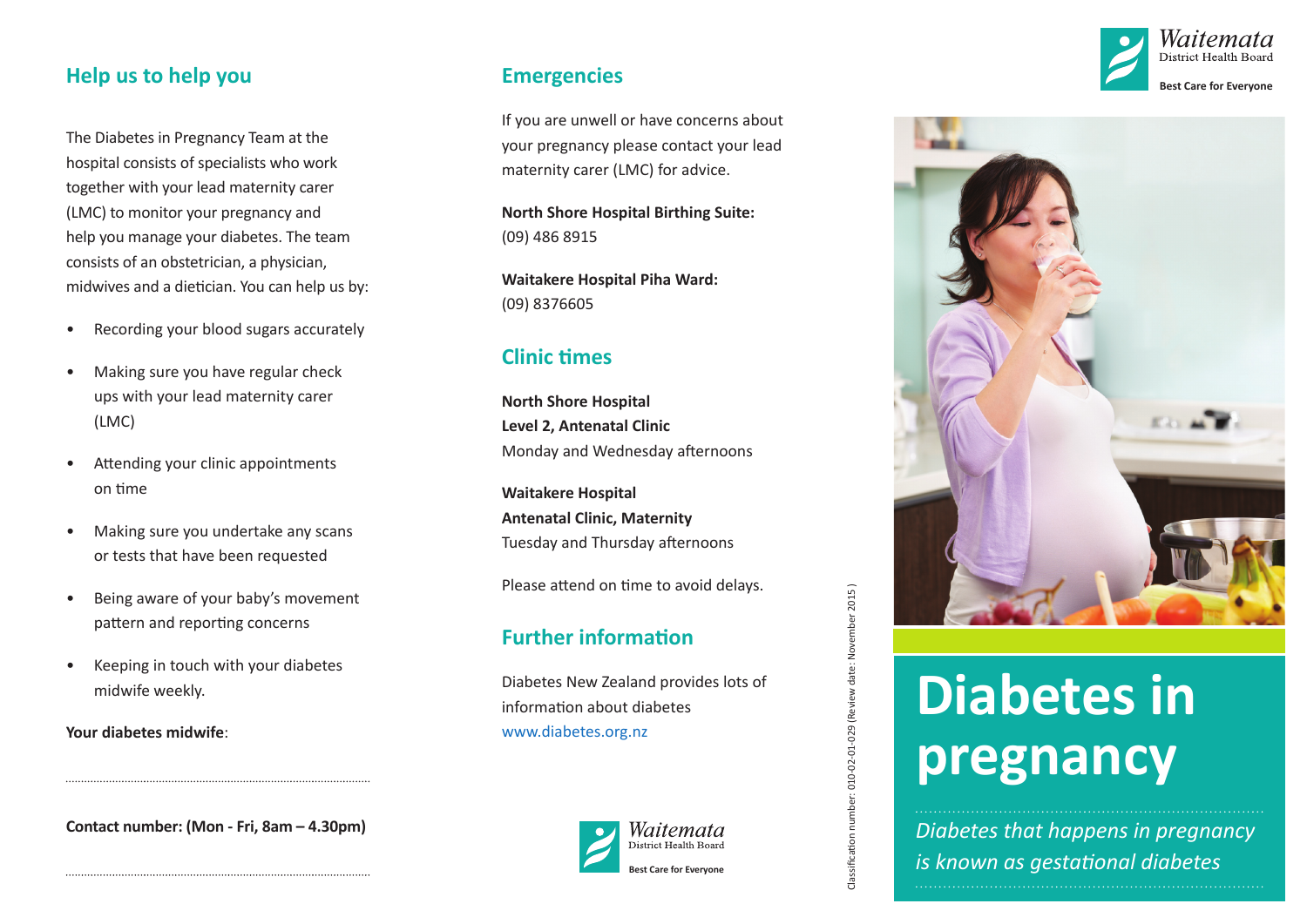## Help us to help you

The Diabetes in Pregnancy Team at the hospital consists of specialists who work together with your lead maternity carer (LMC) to monitor your pregnancy and help you manage your diabetes. The team consists of an obstetrician, a physician, midwives and a dietician. You can help us by:

- Recording your blood sugars accurately
- Making sure you have regular check ups with your lead maternity carer (LMC)
- Attending your clinic appointments on time
- Making sure you undertake any scans or tests that have been requested
- Being aware of your baby's movement pattern and reporting concerns
- Keeping in touch with your diabetes midwife weekly.

**Your diabetes midwife**:

..........................................................................................

**Contact number: (Mon - Fri, 8am – 4.30pm)**

..........................................................................................

## Emergencies

If you are unwell or have concerns about your pregnancy please contact your lead maternity carer (LMC) for advice.

**North Shore Hospital Birthing Suite:**
(09) 486 8915

**Waitakere Hospital Piha Ward:**
(09) 8376605

## Clinic times

**North Shore Hospital**
**Level 2, Antenatal Clinic**
Monday and Wednesday afternoons

**Waitakere Hospital**
**Antenatal Clinic, Maternity**
Tuesday and Thursday afternoons

Please attend on time to avoid delays.

## Further information

Diabetes New Zealand provides lots of information about diabetes
www.diabetes.org.nz

Waitemata District Health Board
Best Care for Everyone

Classification number: 010-02-01-029 (Review date: November 2015 )

Waitemata District Health Board
Best Care for Everyone

# Diabetes in pregnancy

*Diabetes that happens in pregnancy is known as gestational diabetes*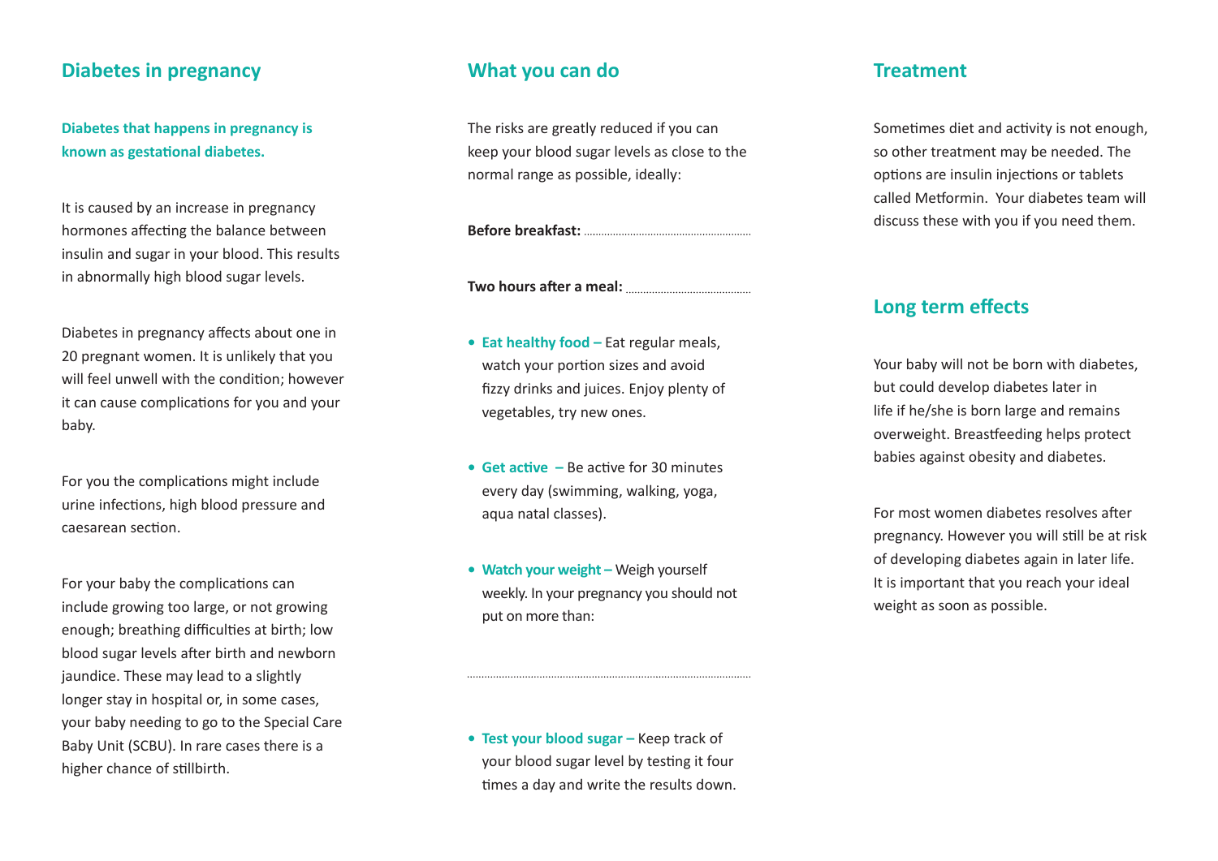## Diabetes in pregnancy

**Diabetes that happens in pregnancy is known as gestational diabetes.**

It is caused by an increase in pregnancy hormones affecting the balance between insulin and sugar in your blood. This results in abnormally high blood sugar levels.

Diabetes in pregnancy affects about one in 20 pregnant women. It is unlikely that you will feel unwell with the condition; however it can cause complications for you and your baby.

For you the complications might include urine infections, high blood pressure and caesarean section.

For your baby the complications can include growing too large, or not growing enough; breathing difficulties at birth; low blood sugar levels after birth and newborn jaundice. These may lead to a slightly longer stay in hospital or, in some cases, your baby needing to go to the Special Care Baby Unit (SCBU). In rare cases there is a higher chance of stillbirth.

## What you can do

The risks are greatly reduced if you can keep your blood sugar levels as close to the normal range as possible, ideally:

**Before breakfast:** ..........................................................

**Two hours after a meal:** ..........................................

- **Eat healthy food –** Eat regular meals, watch your portion sizes and avoid fizzy drinks and juices. Enjoy plenty of vegetables, try new ones.
- **Get active –** Be active for 30 minutes every day (swimming, walking, yoga, aqua natal classes).
- **Watch your weight –** Weigh yourself weekly. In your pregnancy you should not put on more than:

  ..................................................................................................

- **Test your blood sugar –** Keep track of your blood sugar level by testing it four times a day and write the results down.

## Treatment

Sometimes diet and activity is not enough, so other treatment may be needed. The options are insulin injections or tablets called Metformin. Your diabetes team will discuss these with you if you need them.

## Long term effects

Your baby will not be born with diabetes, but could develop diabetes later in life if he/she is born large and remains overweight. Breastfeeding helps protect babies against obesity and diabetes.

For most women diabetes resolves after pregnancy. However you will still be at risk of developing diabetes again in later life. It is important that you reach your ideal weight as soon as possible.